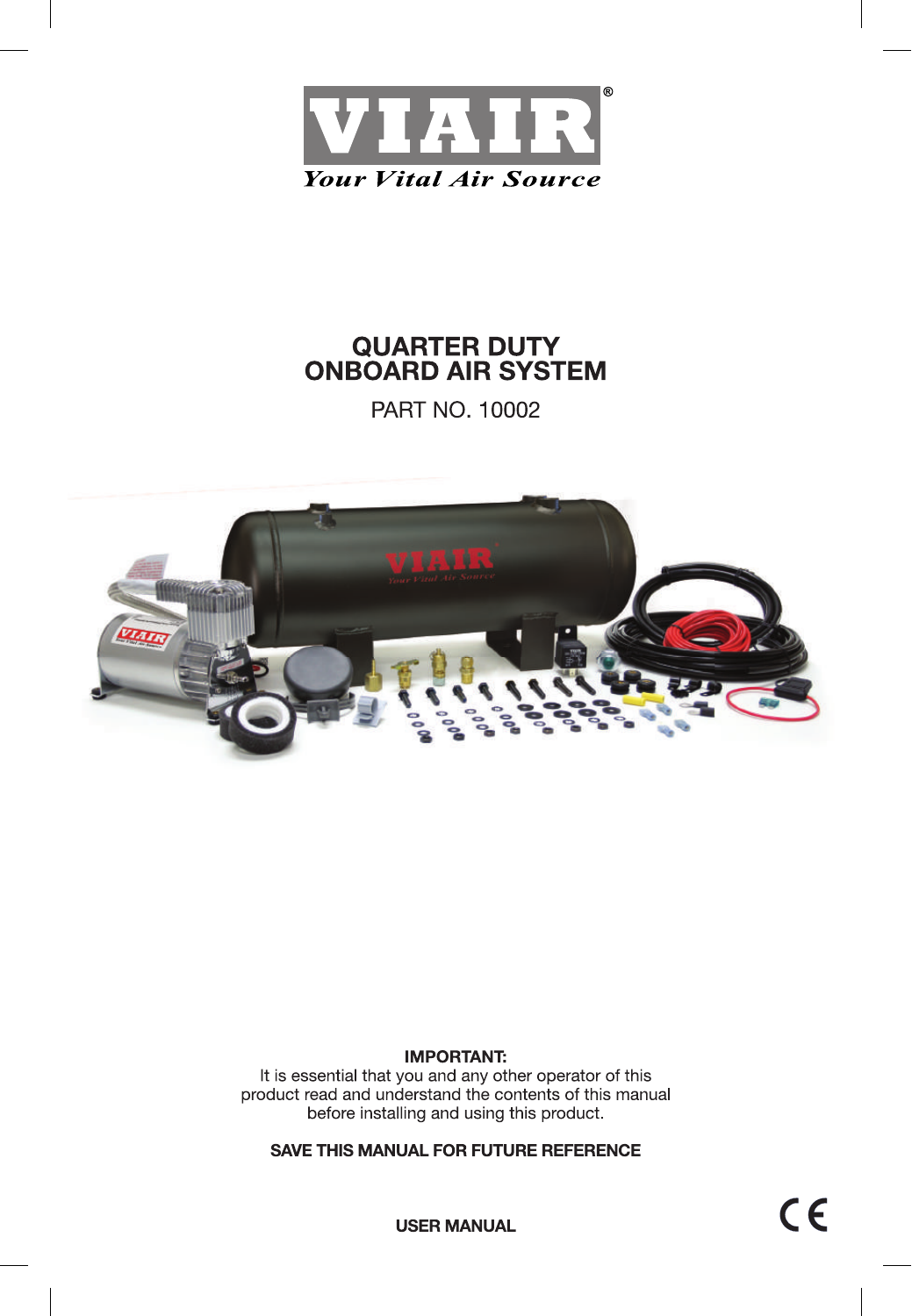VIAIR®

*Your Vital Air Source*

# QUARTER DUTY ONBOARD AIR SYSTEM

PART NO. 10002

**IMPORTANT:**
It is essential that you and any other operator of this product read and understand the contents of this manual before installing and using this product.

**SAVE THIS MANUAL FOR FUTURE REFERENCE**

**USER MANUAL**

CE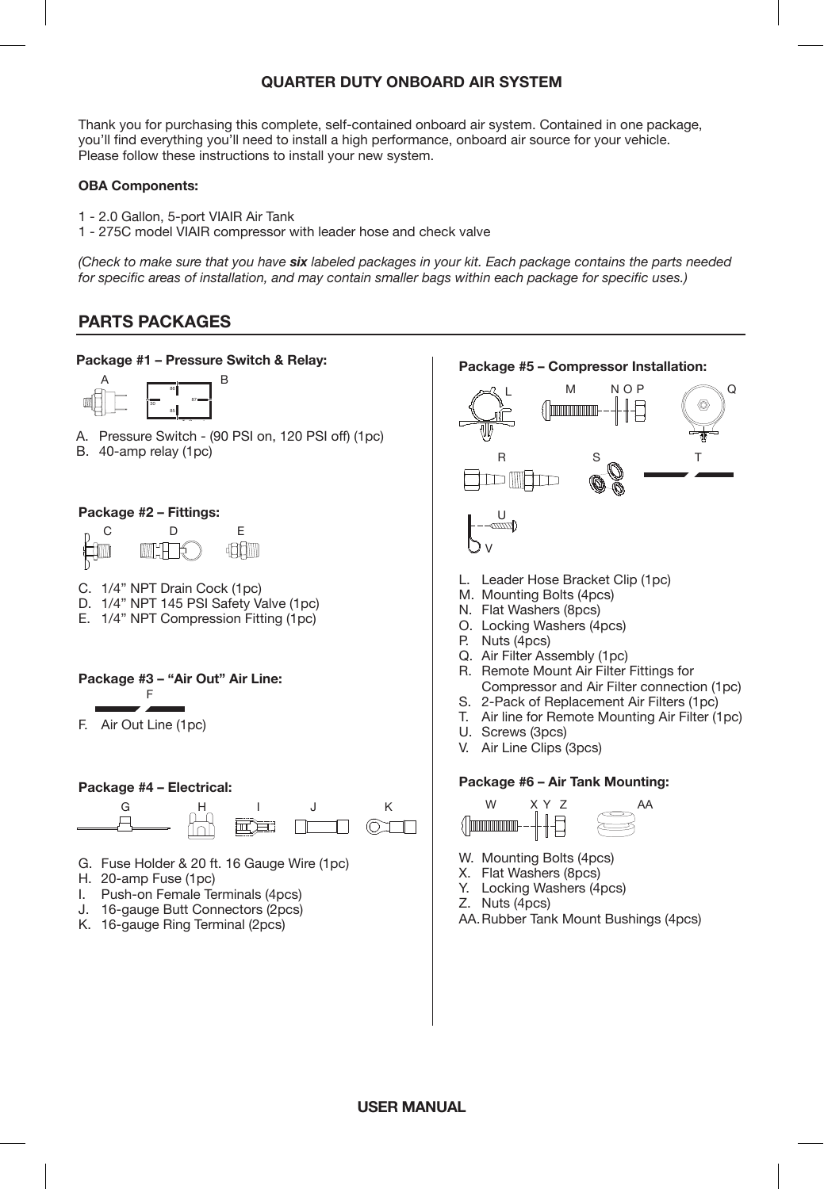## QUARTER DUTY ONBOARD AIR SYSTEM

Thank you for purchasing this complete, self-contained onboard air system. Contained in one package, you'll find everything you'll need to install a high performance, onboard air source for your vehicle. Please follow these instructions to install your new system.

**OBA Components:**

1 - 2.0 Gallon, 5-port VIAIR Air Tank
1 - 275C model VIAIR compressor with leader hose and check valve

*(Check to make sure that you have* ***six*** *labeled packages in your kit. Each package contains the parts needed for specific areas of installation, and may contain smaller bags within each package for specific uses.)*

## PARTS PACKAGES

**Package #1 – Pressure Switch & Relay:**

A. Pressure Switch - (90 PSI on, 120 PSI off) (1pc)
B. 40-amp relay (1pc)

**Package #2 – Fittings:**

C. 1/4" NPT Drain Cock (1pc)
D. 1/4" NPT 145 PSI Safety Valve (1pc)
E. 1/4" NPT Compression Fitting (1pc)

**Package #3 – "Air Out" Air Line:**

F. Air Out Line (1pc)

**Package #4 – Electrical:**

G. Fuse Holder & 20 ft. 16 Gauge Wire (1pc)
H. 20-amp Fuse (1pc)
I. Push-on Female Terminals (4pcs)
J. 16-gauge Butt Connectors (2pcs)
K. 16-gauge Ring Terminal (2pcs)

**Package #5 – Compressor Installation:**

L. Leader Hose Bracket Clip (1pc)
M. Mounting Bolts (4pcs)
N. Flat Washers (8pcs)
O. Locking Washers (4pcs)
P. Nuts (4pcs)
Q. Air Filter Assembly (1pc)
R. Remote Mount Air Filter Fittings for Compressor and Air Filter connection (1pc)
S. 2-Pack of Replacement Air Filters (1pc)
T. Air line for Remote Mounting Air Filter (1pc)
U. Screws (3pcs)
V. Air Line Clips (3pcs)

**Package #6 – Air Tank Mounting:**

W. Mounting Bolts (4pcs)
X. Flat Washers (8pcs)
Y. Locking Washers (4pcs)
Z. Nuts (4pcs)
AA. Rubber Tank Mount Bushings (4pcs)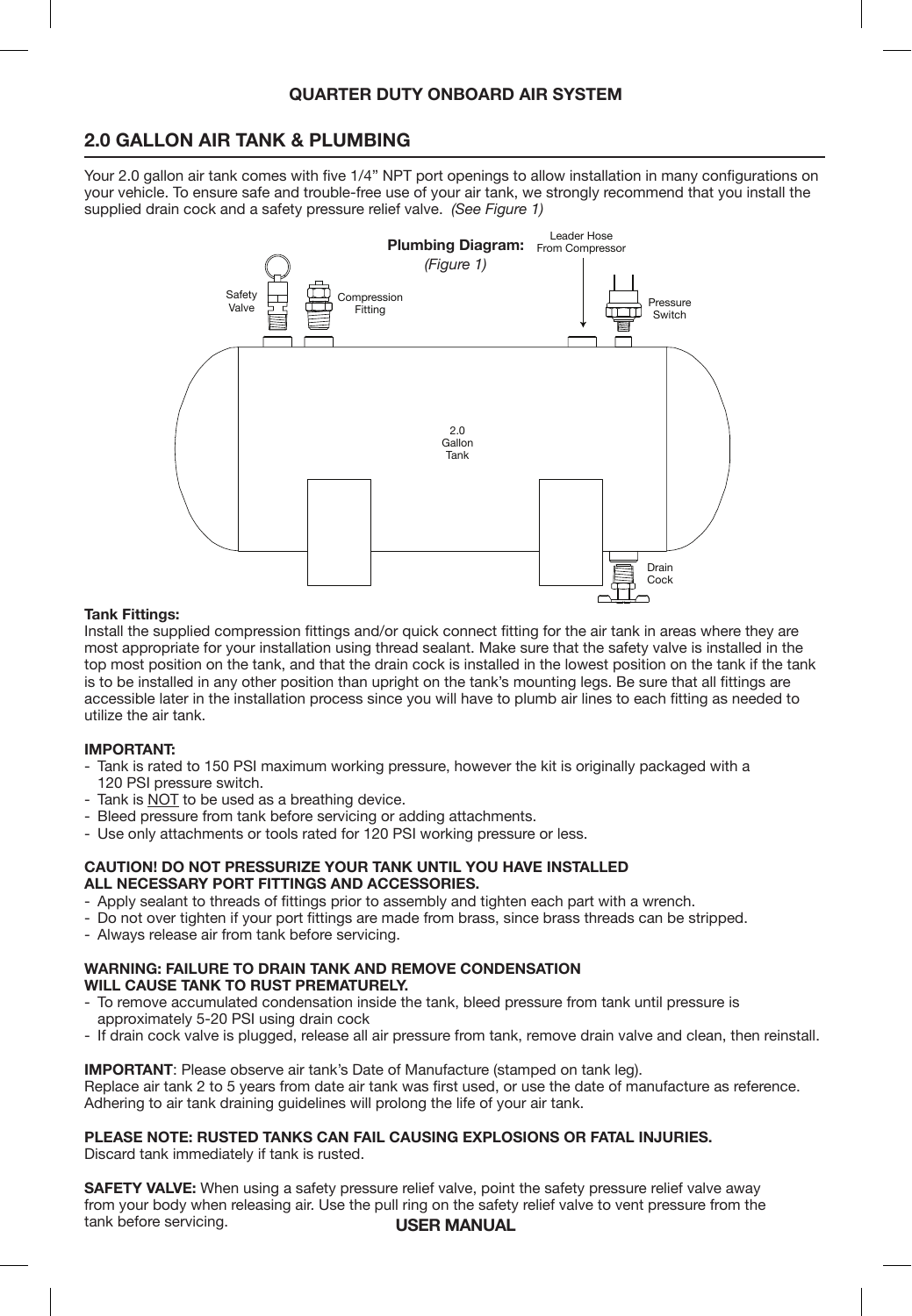## 2.0 GALLON AIR TANK & PLUMBING

Your 2.0 gallon air tank comes with five 1/4" NPT port openings to allow installation in many configurations on your vehicle. To ensure safe and trouble-free use of your air tank, we strongly recommend that you install the supplied drain cock and a safety pressure relief valve. *(See Figure 1)*

**Plumbing Diagram:** *(Figure 1)*

Safety Valve
Compression Fitting
Leader Hose From Compressor
Pressure Switch
2.0 Gallon Tank
Drain Cock

**Tank Fittings:**
Install the supplied compression fittings and/or quick connect fitting for the air tank in areas where they are most appropriate for your installation using thread sealant. Make sure that the safety valve is installed in the top most position on the tank, and that the drain cock is installed in the lowest position on the tank if the tank is to be installed in any other position than upright on the tank's mounting legs. Be sure that all fittings are accessible later in the installation process since you will have to plumb air lines to each fitting as needed to utilize the air tank.

**IMPORTANT:**

- Tank is rated to 150 PSI maximum working pressure, however the kit is originally packaged with a 120 PSI pressure switch.
- Tank is NOT to be used as a breathing device.
- Bleed pressure from tank before servicing or adding attachments.
- Use only attachments or tools rated for 120 PSI working pressure or less.

**CAUTION! DO NOT PRESSURIZE YOUR TANK UNTIL YOU HAVE INSTALLED ALL NECESSARY PORT FITTINGS AND ACCESSORIES.**

- Apply sealant to threads of fittings prior to assembly and tighten each part with a wrench.
- Do not over tighten if your port fittings are made from brass, since brass threads can be stripped.
- Always release air from tank before servicing.

**WARNING: FAILURE TO DRAIN TANK AND REMOVE CONDENSATION WILL CAUSE TANK TO RUST PREMATURELY.**

- To remove accumulated condensation inside the tank, bleed pressure from tank until pressure is approximately 5-20 PSI using drain cock
- If drain cock valve is plugged, release all air pressure from tank, remove drain valve and clean, then reinstall.

**IMPORTANT**: Please observe air tank's Date of Manufacture (stamped on tank leg).
Replace air tank 2 to 5 years from date air tank was first used, or use the date of manufacture as reference.
Adhering to air tank draining guidelines will prolong the life of your air tank.

**PLEASE NOTE: RUSTED TANKS CAN FAIL CAUSING EXPLOSIONS OR FATAL INJURIES.**
Discard tank immediately if tank is rusted.

**SAFETY VALVE:** When using a safety pressure relief valve, point the safety pressure relief valve away from your body when releasing air. Use the pull ring on the safety relief valve to vent pressure from the tank before servicing.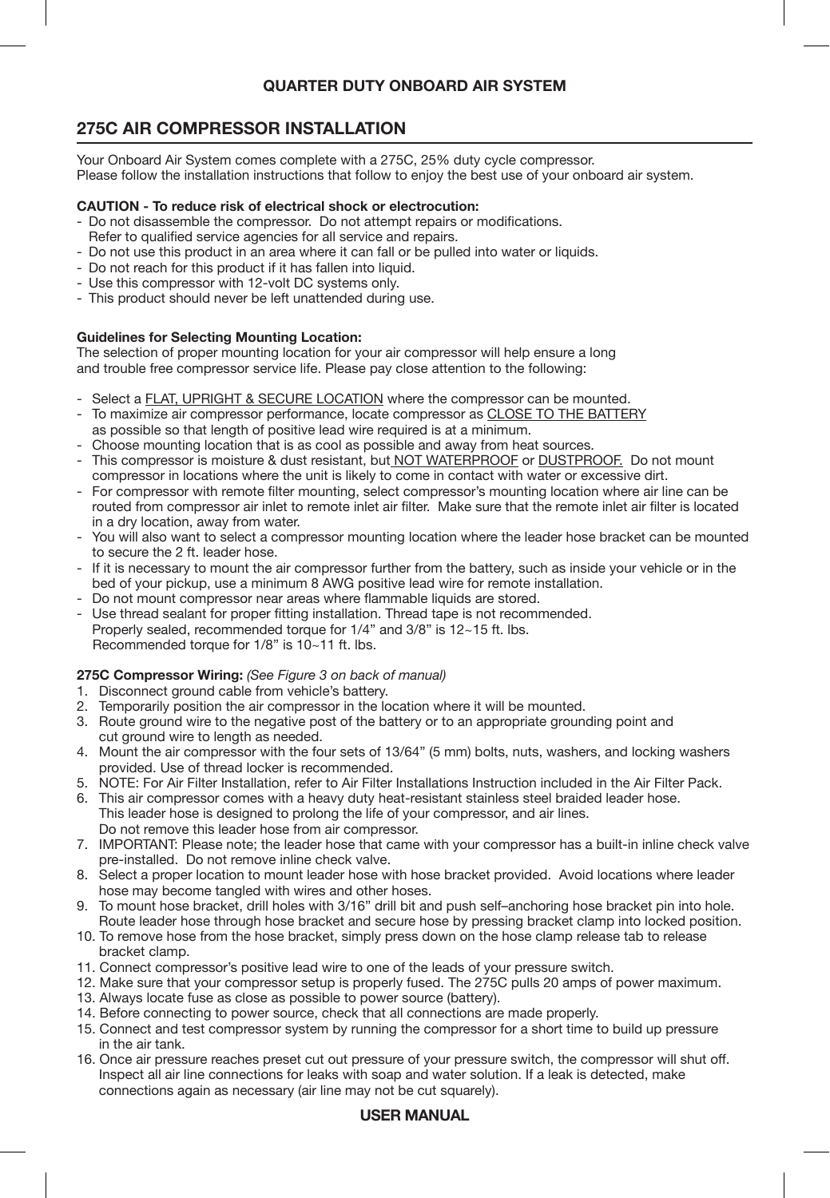## QUARTER DUTY ONBOARD AIR SYSTEM

## 275C AIR COMPRESSOR INSTALLATION

Your Onboard Air System comes complete with a 275C, 25% duty cycle compressor.
Please follow the installation instructions that follow to enjoy the best use of your onboard air system.

**CAUTION - To reduce risk of electrical shock or electrocution:**

- Do not disassemble the compressor. Do not attempt repairs or modifications. Refer to qualified service agencies for all service and repairs.
- Do not use this product in an area where it can fall or be pulled into water or liquids.
- Do not reach for this product if it has fallen into liquid.
- Use this compressor with 12-volt DC systems only.
- This product should never be left unattended during use.

**Guidelines for Selecting Mounting Location:**
The selection of proper mounting location for your air compressor will help ensure a long and trouble free compressor service life. Please pay close attention to the following:

- Select a <u>FLAT, UPRIGHT & SECURE LOCATION</u> where the compressor can be mounted.
- To maximize air compressor performance, locate compressor as <u>CLOSE TO THE BATTERY</u> as possible so that length of positive lead wire required is at a minimum.
- Choose mounting location that is as cool as possible and away from heat sources.
- This compressor is moisture & dust resistant, but <u>NOT WATERPROOF</u> or <u>DUSTPROOF.</u> Do not mount compressor in locations where the unit is likely to come in contact with water or excessive dirt.
- For compressor with remote filter mounting, select compressor's mounting location where air line can be routed from compressor air inlet to remote inlet air filter. Make sure that the remote inlet air filter is located in a dry location, away from water.
- You will also want to select a compressor mounting location where the leader hose bracket can be mounted to secure the 2 ft. leader hose.
- If it is necessary to mount the air compressor further from the battery, such as inside your vehicle or in the bed of your pickup, use a minimum 8 AWG positive lead wire for remote installation.
- Do not mount compressor near areas where flammable liquids are stored.
- Use thread sealant for proper fitting installation. Thread tape is not recommended. Properly sealed, recommended torque for 1/4" and 3/8" is 12~15 ft. lbs. Recommended torque for 1/8" is 10~11 ft. lbs.

**275C Compressor Wiring:** *(See Figure 3 on back of manual)*

1. Disconnect ground cable from vehicle's battery.
2. Temporarily position the air compressor in the location where it will be mounted.
3. Route ground wire to the negative post of the battery or to an appropriate grounding point and cut ground wire to length as needed.
4. Mount the air compressor with the four sets of 13/64" (5 mm) bolts, nuts, washers, and locking washers provided. Use of thread locker is recommended.
5. NOTE: For Air Filter Installation, refer to Air Filter Installations Instruction included in the Air Filter Pack.
6. This air compressor comes with a heavy duty heat-resistant stainless steel braided leader hose. This leader hose is designed to prolong the life of your compressor, and air lines. Do not remove this leader hose from air compressor.
7. IMPORTANT: Please note; the leader hose that came with your compressor has a built-in inline check valve pre-installed. Do not remove inline check valve.
8. Select a proper location to mount leader hose with hose bracket provided. Avoid locations where leader hose may become tangled with wires and other hoses.
9. To mount hose bracket, drill holes with 3/16" drill bit and push self–anchoring hose bracket pin into hole. Route leader hose through hose bracket and secure hose by pressing bracket clamp into locked position.
10. To remove hose from the hose bracket, simply press down on the hose clamp release tab to release bracket clamp.
11. Connect compressor's positive lead wire to one of the leads of your pressure switch.
12. Make sure that your compressor setup is properly fused. The 275C pulls 20 amps of power maximum.
13. Always locate fuse as close as possible to power source (battery).
14. Before connecting to power source, check that all connections are made properly.
15. Connect and test compressor system by running the compressor for a short time to build up pressure in the air tank.
16. Once air pressure reaches preset cut out pressure of your pressure switch, the compressor will shut off. Inspect all air line connections for leaks with soap and water solution. If a leak is detected, make connections again as necessary (air line may not be cut squarely).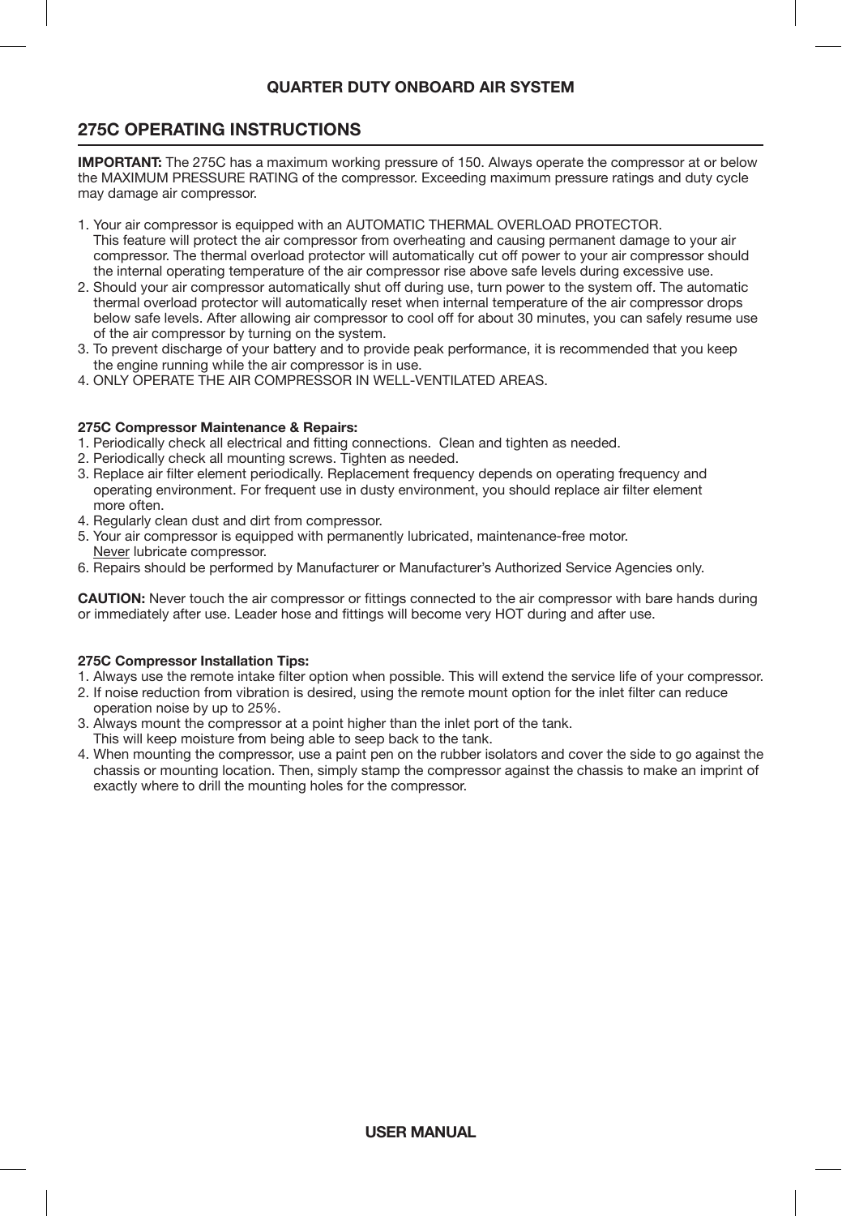## 275C OPERATING INSTRUCTIONS

**IMPORTANT:** The 275C has a maximum working pressure of 150. Always operate the compressor at or below the MAXIMUM PRESSURE RATING of the compressor. Exceeding maximum pressure ratings and duty cycle may damage air compressor.

1. Your air compressor is equipped with an AUTOMATIC THERMAL OVERLOAD PROTECTOR. This feature will protect the air compressor from overheating and causing permanent damage to your air compressor. The thermal overload protector will automatically cut off power to your air compressor should the internal operating temperature of the air compressor rise above safe levels during excessive use.
2. Should your air compressor automatically shut off during use, turn power to the system off. The automatic thermal overload protector will automatically reset when internal temperature of the air compressor drops below safe levels. After allowing air compressor to cool off for about 30 minutes, you can safely resume use of the air compressor by turning on the system.
3. To prevent discharge of your battery and to provide peak performance, it is recommended that you keep the engine running while the air compressor is in use.
4. ONLY OPERATE THE AIR COMPRESSOR IN WELL-VENTILATED AREAS.

**275C Compressor Maintenance & Repairs:**

1. Periodically check all electrical and fitting connections. Clean and tighten as needed.
2. Periodically check all mounting screws. Tighten as needed.
3. Replace air filter element periodically. Replacement frequency depends on operating frequency and operating environment. For frequent use in dusty environment, you should replace air filter element more often.
4. Regularly clean dust and dirt from compressor.
5. Your air compressor is equipped with permanently lubricated, maintenance-free motor. Never lubricate compressor.
6. Repairs should be performed by Manufacturer or Manufacturer's Authorized Service Agencies only.

**CAUTION:** Never touch the air compressor or fittings connected to the air compressor with bare hands during or immediately after use. Leader hose and fittings will become very HOT during and after use.

**275C Compressor Installation Tips:**

1. Always use the remote intake filter option when possible. This will extend the service life of your compressor.
2. If noise reduction from vibration is desired, using the remote mount option for the inlet filter can reduce operation noise by up to 25%.
3. Always mount the compressor at a point higher than the inlet port of the tank. This will keep moisture from being able to seep back to the tank.
4. When mounting the compressor, use a paint pen on the rubber isolators and cover the side to go against the chassis or mounting location. Then, simply stamp the compressor against the chassis to make an imprint of exactly where to drill the mounting holes for the compressor.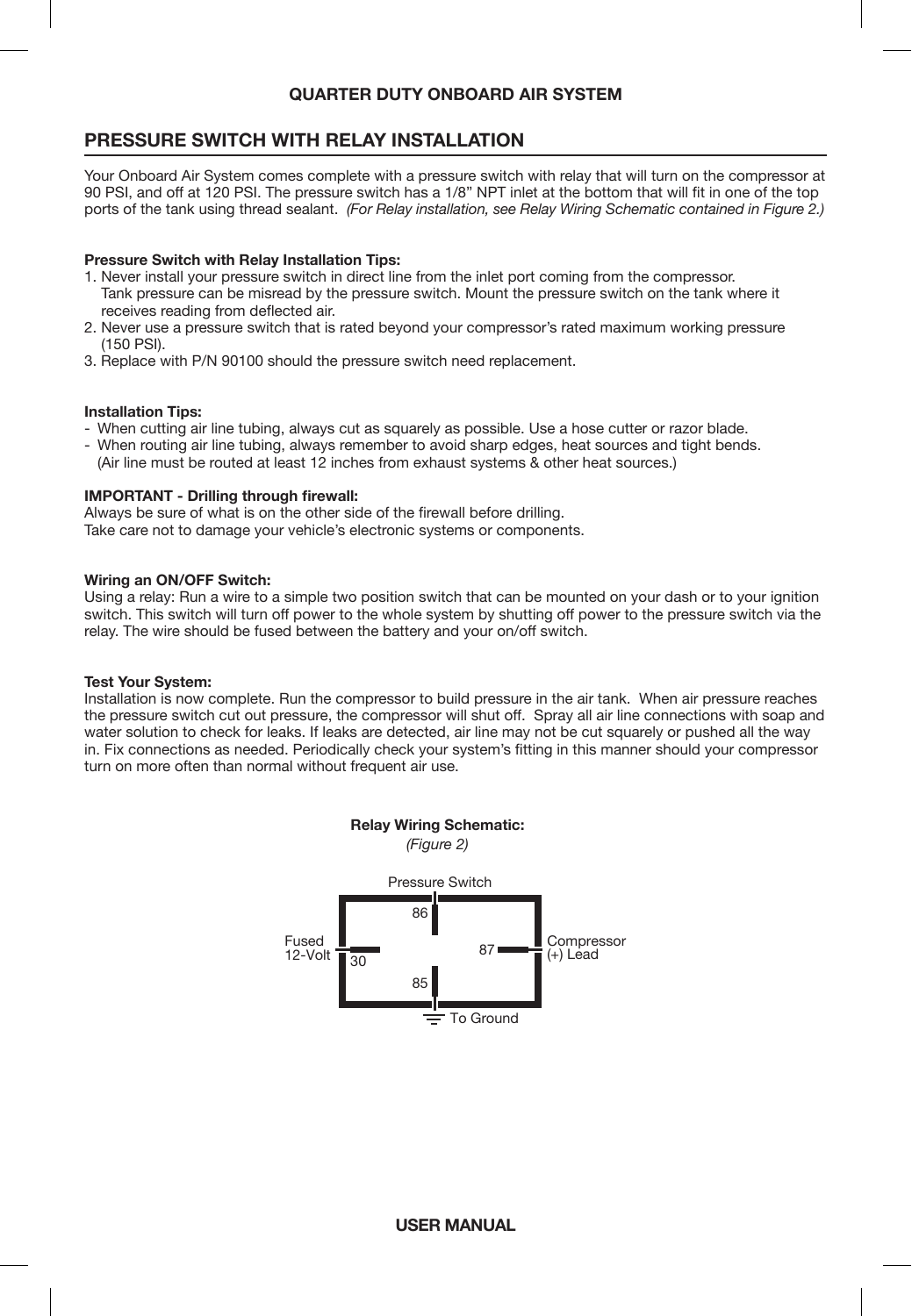# QUARTER DUTY ONBOARD AIR SYSTEM

## PRESSURE SWITCH WITH RELAY INSTALLATION

Your Onboard Air System comes complete with a pressure switch with relay that will turn on the compressor at 90 PSI, and off at 120 PSI. The pressure switch has a 1/8" NPT inlet at the bottom that will fit in one of the top ports of the tank using thread sealant. *(For Relay installation, see Relay Wiring Schematic contained in Figure 2.)*

**Pressure Switch with Relay Installation Tips:**

1. Never install your pressure switch in direct line from the inlet port coming from the compressor. Tank pressure can be misread by the pressure switch. Mount the pressure switch on the tank where it receives reading from deflected air.
2. Never use a pressure switch that is rated beyond your compressor's rated maximum working pressure (150 PSI).
3. Replace with P/N 90100 should the pressure switch need replacement.

**Installation Tips:**

- When cutting air line tubing, always cut as squarely as possible. Use a hose cutter or razor blade.
- When routing air line tubing, always remember to avoid sharp edges, heat sources and tight bends. (Air line must be routed at least 12 inches from exhaust systems & other heat sources.)

**IMPORTANT - Drilling through firewall:**
Always be sure of what is on the other side of the firewall before drilling.
Take care not to damage your vehicle's electronic systems or components.

**Wiring an ON/OFF Switch:**
Using a relay: Run a wire to a simple two position switch that can be mounted on your dash or to your ignition switch. This switch will turn off power to the whole system by shutting off power to the pressure switch via the relay. The wire should be fused between the battery and your on/off switch.

**Test Your System:**
Installation is now complete. Run the compressor to build pressure in the air tank. When air pressure reaches the pressure switch cut out pressure, the compressor will shut off. Spray all air line connections with soap and water solution to check for leaks. If leaks are detected, air line may not be cut squarely or pushed all the way in. Fix connections as needed. Periodically check your system's fitting in this manner should your compressor turn on more often than normal without frequent air use.

**Relay Wiring Schematic:**
*(Figure 2)*

Pressure Switch — 86

Fused 12-Volt — 30

87 — Compressor (+) Lead

85 — To Ground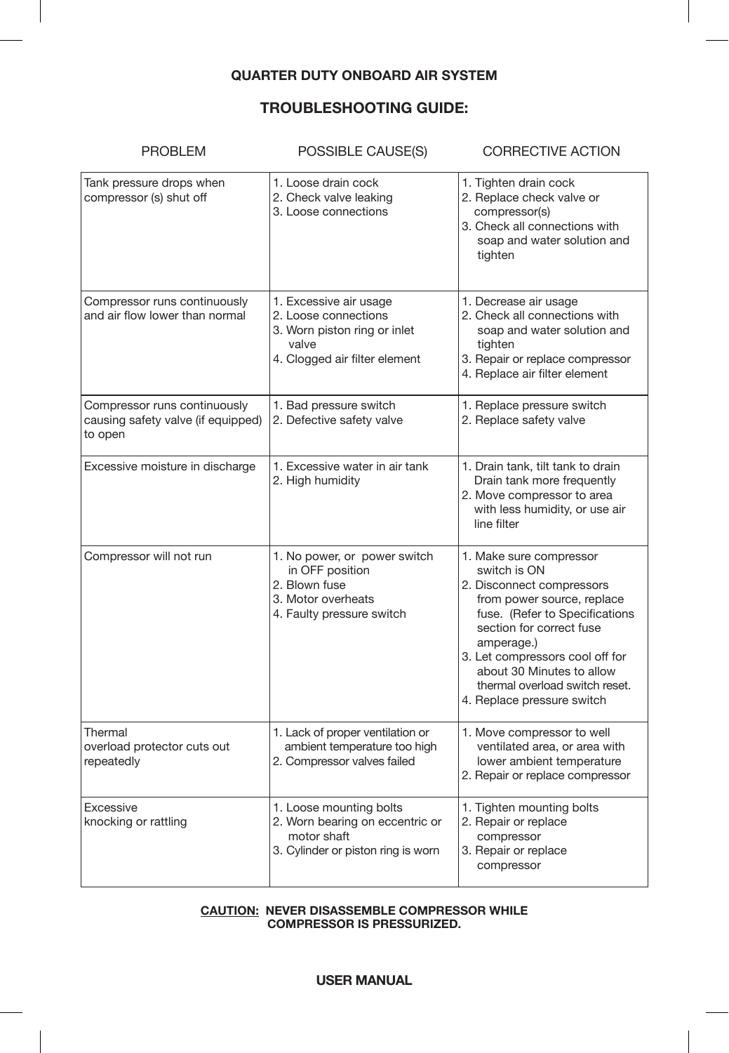## QUARTER DUTY ONBOARD AIR SYSTEM

## TROUBLESHOOTING GUIDE:

| PROBLEM | POSSIBLE CAUSE(S) | CORRECTIVE ACTION |
|---|---|---|
| Tank pressure drops when compressor (s) shut off | 1. Loose drain cock<br>2. Check valve leaking<br>3. Loose connections | 1. Tighten drain cock<br>2. Replace check valve or compressor(s)<br>3. Check all connections with soap and water solution and tighten |
| Compressor runs continuously and air flow lower than normal | 1. Excessive air usage<br>2. Loose connections<br>3. Worn piston ring or inlet valve<br>4. Clogged air filter element | 1. Decrease air usage<br>2. Check all connections with soap and water solution and tighten<br>3. Repair or replace compressor<br>4. Replace air filter element |
| Compressor runs continuously causing safety valve (if equipped) to open | 1. Bad pressure switch<br>2. Defective safety valve | 1. Replace pressure switch<br>2. Replace safety valve |
| Excessive moisture in discharge | 1. Excessive water in air tank<br>2. High humidity | 1. Drain tank, tilt tank to drain Drain tank more frequently<br>2. Move compressor to area with less humidity, or use air line filter |
| Compressor will not run | 1. No power, or power switch in OFF position<br>2. Blown fuse<br>3. Motor overheats<br>4. Faulty pressure switch | 1. Make sure compressor switch is ON<br>2. Disconnect compressors from power source, replace fuse. (Refer to Specifications section for correct fuse amperage.)<br>3. Let compressors cool off for about 30 Minutes to allow thermal overload switch reset.<br>4. Replace pressure switch |
| Thermal overload protector cuts out repeatedly | 1. Lack of proper ventilation or ambient temperature too high<br>2. Compressor valves failed | 1. Move compressor to well ventilated area, or area with lower ambient temperature<br>2. Repair or replace compressor |
| Excessive knocking or rattling | 1. Loose mounting bolts<br>2. Worn bearing on eccentric or motor shaft<br>3. Cylinder or piston ring is worn | 1. Tighten mounting bolts<br>2. Repair or replace compressor<br>3. Repair or replace compressor |

**CAUTION: NEVER DISASSEMBLE COMPRESSOR WHILE COMPRESSOR IS PRESSURIZED.**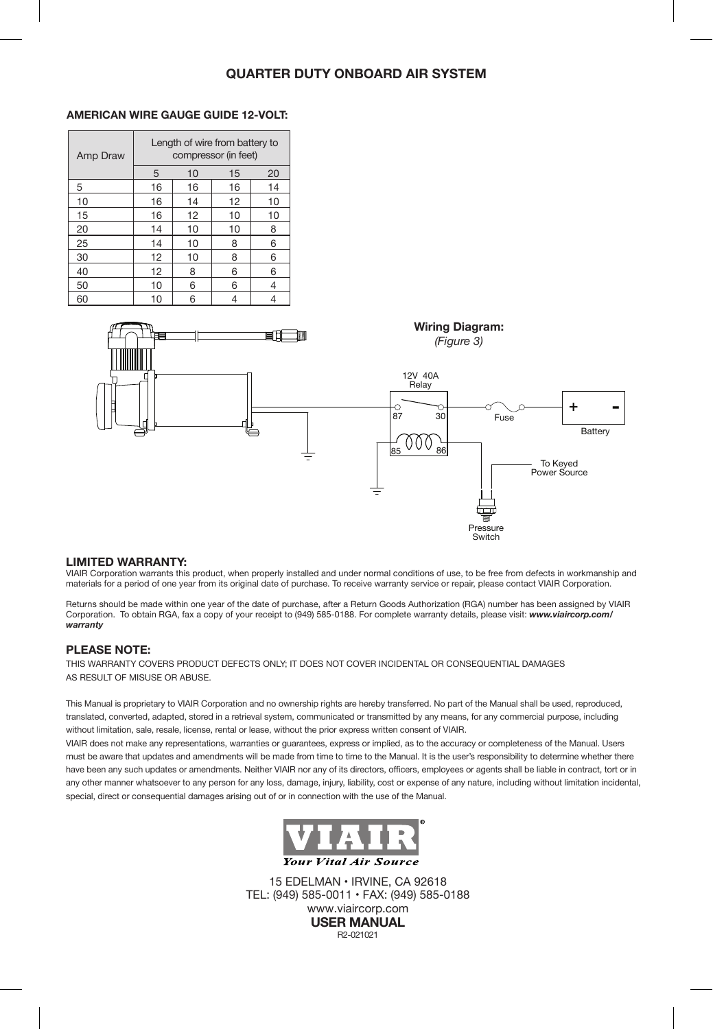## QUARTER DUTY ONBOARD AIR SYSTEM

### AMERICAN WIRE GAUGE GUIDE 12-VOLT:

| Amp Draw | Length of wire from battery to compressor (in feet) | | | |
|---|---|---|---|---|
| | 5 | 10 | 15 | 20 |
| 5 | 16 | 16 | 16 | 14 |
| 10 | 16 | 14 | 12 | 10 |
| 15 | 16 | 12 | 10 | 10 |
| 20 | 14 | 10 | 10 | 8 |
| 25 | 14 | 10 | 8 | 6 |
| 30 | 12 | 10 | 8 | 6 |
| 40 | 12 | 8 | 6 | 6 |
| 50 | 10 | 6 | 6 | 4 |
| 60 | 10 | 6 | 4 | 4 |

**Wiring Diagram:**
*(Figure 3)*

12V 40A Relay
87
30
85
86
Fuse
+
-
Battery
To Keyed Power Source
Pressure Switch

### LIMITED WARRANTY:

VIAIR Corporation warrants this product, when properly installed and under normal conditions of use, to be free from defects in workmanship and materials for a period of one year from its original date of purchase. To receive warranty service or repair, please contact VIAIR Corporation.

Returns should be made within one year of the date of purchase, after a Return Goods Authorization (RGA) number has been assigned by VIAIR Corporation. To obtain RGA, fax a copy of your receipt to (949) 585-0188. For complete warranty details, please visit: ***www.viaircorp.com/warranty***

### PLEASE NOTE:

THIS WARRANTY COVERS PRODUCT DEFECTS ONLY; IT DOES NOT COVER INCIDENTAL OR CONSEQUENTIAL DAMAGES AS RESULT OF MISUSE OR ABUSE.

This Manual is proprietary to VIAIR Corporation and no ownership rights are hereby transferred. No part of the Manual shall be used, reproduced, translated, converted, adapted, stored in a retrieval system, communicated or transmitted by any means, for any commercial purpose, including without limitation, sale, resale, license, rental or lease, without the prior express written consent of VIAIR.

VIAIR does not make any representations, warranties or guarantees, express or implied, as to the accuracy or completeness of the Manual. Users must be aware that updates and amendments will be made from time to time to the Manual. It is the user's responsibility to determine whether there have been any such updates or amendments. Neither VIAIR nor any of its directors, officers, employees or agents shall be liable in contract, tort or in any other manner whatsoever to any person for any loss, damage, injury, liability, cost or expense of any nature, including without limitation incidental, special, direct or consequential damages arising out of or in connection with the use of the Manual.

VIAIR®
*Your Vital Air Source*

15 EDELMAN • IRVINE, CA 92618
TEL: (949) 585-0011 • FAX: (949) 585-0188
www.viaircorp.com

**USER MANUAL**
R2-021021